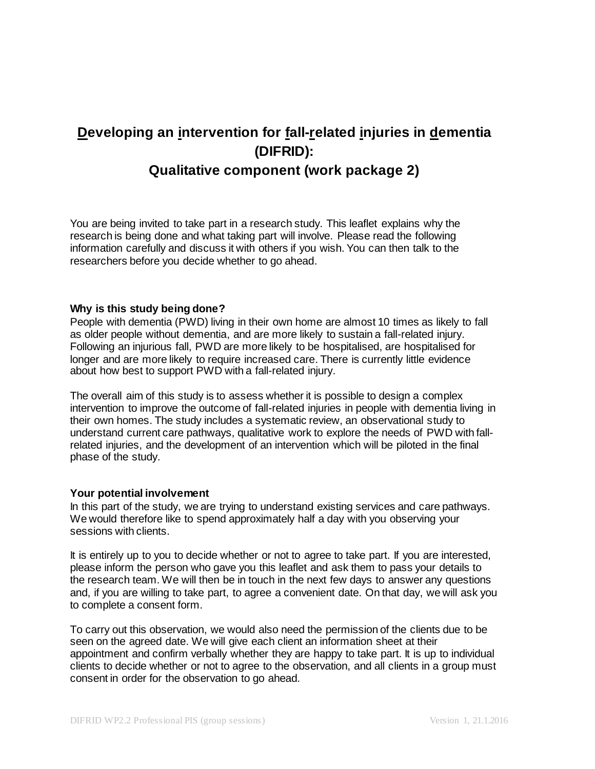# <u>D</u>eveloping an <u>i</u>ntervention for <u>f</u>all-<u>r</u>elated <u>i</u>njuries in <u>d</u>ementia (DIFRID): Qualitative component (work package 2)

You are being invited to take part in a research study. This leaflet explains why the research is being done and what taking part will involve. Please read the following information carefully and discuss it with others if you wish. You can then talk to the researchers before you decide whether to go ahead.

**Why is this study being done?**

People with dementia (PWD) living in their own home are almost 10 times as likely to fall as older people without dementia, and are more likely to sustain a fall-related injury. Following an injurious fall, PWD are more likely to be hospitalised, are hospitalised for longer and are more likely to require increased care. There is currently little evidence about how best to support PWD with a fall-related injury.

The overall aim of this study is to assess whether it is possible to design a complex intervention to improve the outcome of fall-related injuries in people with dementia living in their own homes. The study includes a systematic review, an observational study to understand current care pathways, qualitative work to explore the needs of PWD with fall-related injuries, and the development of an intervention which will be piloted in the final phase of the study.

**Your potential involvement**

In this part of the study, we are trying to understand existing services and care pathways. We would therefore like to spend approximately half a day with you observing your sessions with clients.

It is entirely up to you to decide whether or not to agree to take part. If you are interested, please inform the person who gave you this leaflet and ask them to pass your details to the research team. We will then be in touch in the next few days to answer any questions and, if you are willing to take part, to agree a convenient date. On that day, we will ask you to complete a consent form.

To carry out this observation, we would also need the permission of the clients due to be seen on the agreed date. We will give each client an information sheet at their appointment and confirm verbally whether they are happy to take part. It is up to individual clients to decide whether or not to agree to the observation, and all clients in a group must consent in order for the observation to go ahead.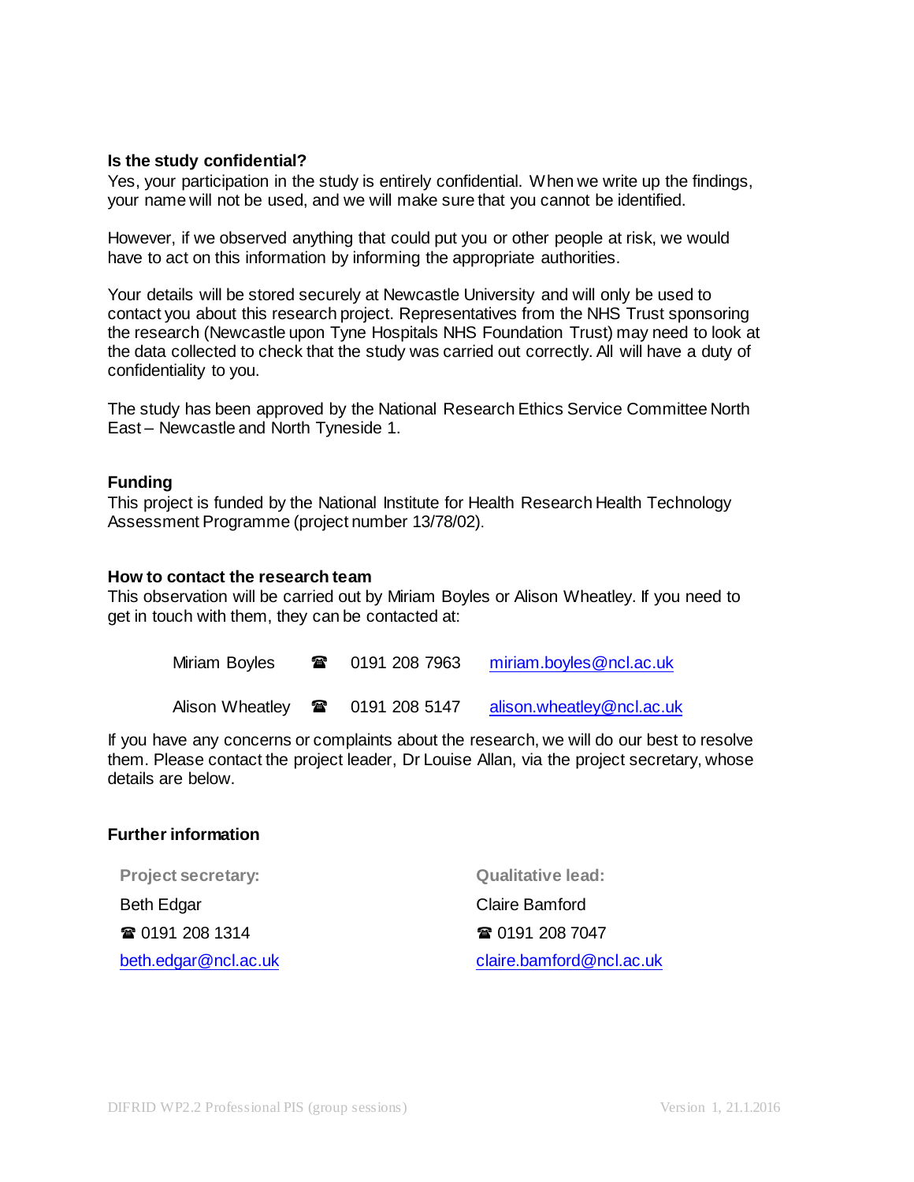**Is the study confidential?**

Yes, your participation in the study is entirely confidential. When we write up the findings, your name will not be used, and we will make sure that you cannot be identified.

However, if we observed anything that could put you or other people at risk, we would have to act on this information by informing the appropriate authorities.

Your details will be stored securely at Newcastle University and will only be used to contact you about this research project. Representatives from the NHS Trust sponsoring the research (Newcastle upon Tyne Hospitals NHS Foundation Trust) may need to look at the data collected to check that the study was carried out correctly. All will have a duty of confidentiality to you.

The study has been approved by the National Research Ethics Service Committee North East – Newcastle and North Tyneside 1.

**Funding**

This project is funded by the National Institute for Health Research Health Technology Assessment Programme (project number 13/78/02).

**How to contact the research team**

This observation will be carried out by Miriam Boyles or Alison Wheatley. If you need to get in touch with them, they can be contacted at:

| | | | |
|---|---|---|---|
| Miriam Boyles | ☎ | 0191 208 7963 | miriam.boyles@ncl.ac.uk |
| Alison Wheatley | ☎ | 0191 208 5147 | alison.wheatley@ncl.ac.uk |

If you have any concerns or complaints about the research, we will do our best to resolve them. Please contact the project leader, Dr Louise Allan, via the project secretary, whose details are below.

**Further information**

**Project secretary:**

Beth Edgar

☎ 0191 208 1314

beth.edgar@ncl.ac.uk

**Qualitative lead:**

Claire Bamford

☎ 0191 208 7047

claire.bamford@ncl.ac.uk